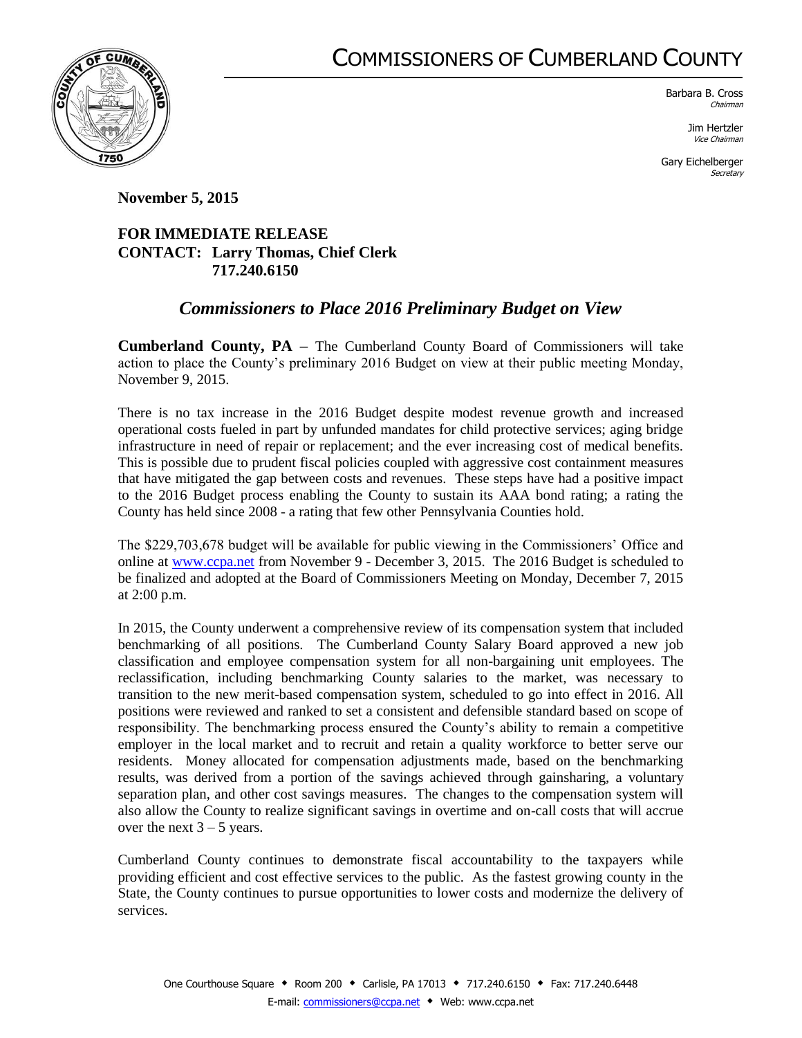# COMMISSIONERS OF CUMBERLAND COUNTY

Barbara B. Cross
*Chairman*

Jim Hertzler
*Vice Chairman*

Gary Eichelberger
*Secretary*

**November 5, 2015**

**FOR IMMEDIATE RELEASE**
**CONTACT: Larry Thomas, Chief Clerk**
**717.240.6150**

## *Commissioners to Place 2016 Preliminary Budget on View*

**Cumberland County, PA –** The Cumberland County Board of Commissioners will take action to place the County's preliminary 2016 Budget on view at their public meeting Monday, November 9, 2015.

There is no tax increase in the 2016 Budget despite modest revenue growth and increased operational costs fueled in part by unfunded mandates for child protective services; aging bridge infrastructure in need of repair or replacement; and the ever increasing cost of medical benefits. This is possible due to prudent fiscal policies coupled with aggressive cost containment measures that have mitigated the gap between costs and revenues. These steps have had a positive impact to the 2016 Budget process enabling the County to sustain its AAA bond rating; a rating the County has held since 2008 - a rating that few other Pennsylvania Counties hold.

The $229,703,678 budget will be available for public viewing in the Commissioners' Office and online at www.ccpa.net from November 9 - December 3, 2015. The 2016 Budget is scheduled to be finalized and adopted at the Board of Commissioners Meeting on Monday, December 7, 2015 at 2:00 p.m.

In 2015, the County underwent a comprehensive review of its compensation system that included benchmarking of all positions. The Cumberland County Salary Board approved a new job classification and employee compensation system for all non-bargaining unit employees. The reclassification, including benchmarking County salaries to the market, was necessary to transition to the new merit-based compensation system, scheduled to go into effect in 2016. All positions were reviewed and ranked to set a consistent and defensible standard based on scope of responsibility. The benchmarking process ensured the County's ability to remain a competitive employer in the local market and to recruit and retain a quality workforce to better serve our residents. Money allocated for compensation adjustments made, based on the benchmarking results, was derived from a portion of the savings achieved through gainsharing, a voluntary separation plan, and other cost savings measures. The changes to the compensation system will also allow the County to realize significant savings in overtime and on-call costs that will accrue over the next 3 – 5 years.

Cumberland County continues to demonstrate fiscal accountability to the taxpayers while providing efficient and cost effective services to the public. As the fastest growing county in the State, the County continues to pursue opportunities to lower costs and modernize the delivery of services.

One Courthouse Square ◆ Room 200 ◆ Carlisle, PA 17013 ◆ 717.240.6150 ◆ Fax: 717.240.6448
E-mail: commissioners@ccpa.net ◆ Web: www.ccpa.net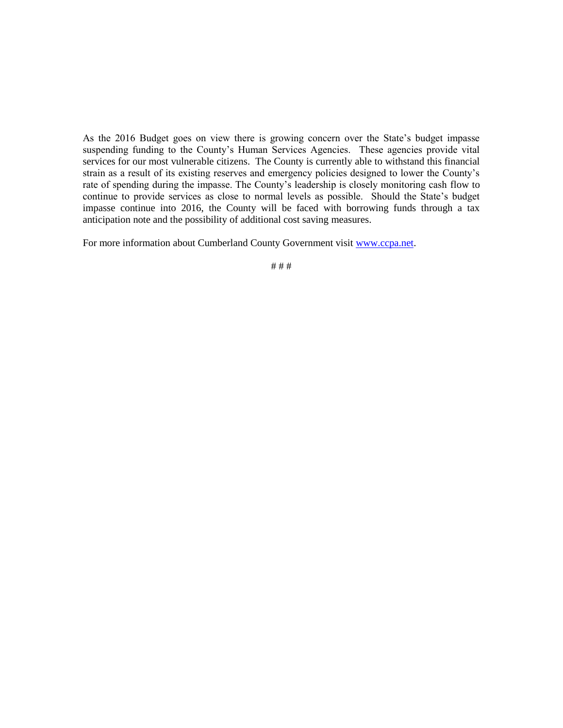As the 2016 Budget goes on view there is growing concern over the State's budget impasse suspending funding to the County's Human Services Agencies. These agencies provide vital services for our most vulnerable citizens. The County is currently able to withstand this financial strain as a result of its existing reserves and emergency policies designed to lower the County's rate of spending during the impasse. The County's leadership is closely monitoring cash flow to continue to provide services as close to normal levels as possible. Should the State's budget impasse continue into 2016, the County will be faced with borrowing funds through a tax anticipation note and the possibility of additional cost saving measures.

For more information about Cumberland County Government visit [www.ccpa.net](http://www.ccpa.net).

# # #